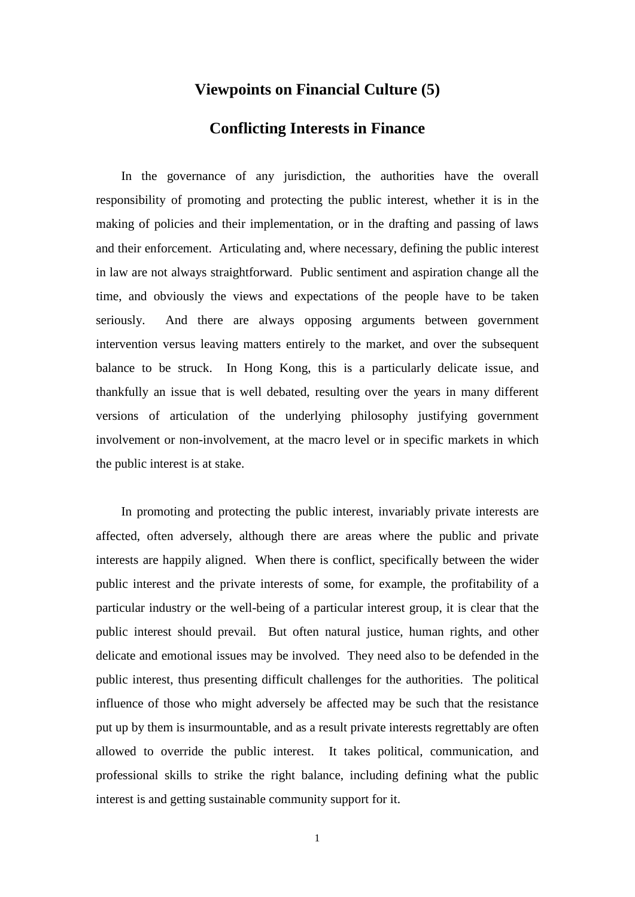# Viewpoints on Financial Culture (5)

## Conflicting Interests in Finance

In the governance of any jurisdiction, the authorities have the overall responsibility of promoting and protecting the public interest, whether it is in the making of policies and their implementation, or in the drafting and passing of laws and their enforcement. Articulating and, where necessary, defining the public interest in law are not always straightforward. Public sentiment and aspiration change all the time, and obviously the views and expectations of the people have to be taken seriously. And there are always opposing arguments between government intervention versus leaving matters entirely to the market, and over the subsequent balance to be struck. In Hong Kong, this is a particularly delicate issue, and thankfully an issue that is well debated, resulting over the years in many different versions of articulation of the underlying philosophy justifying government involvement or non-involvement, at the macro level or in specific markets in which the public interest is at stake.

In promoting and protecting the public interest, invariably private interests are affected, often adversely, although there are areas where the public and private interests are happily aligned. When there is conflict, specifically between the wider public interest and the private interests of some, for example, the profitability of a particular industry or the well-being of a particular interest group, it is clear that the public interest should prevail. But often natural justice, human rights, and other delicate and emotional issues may be involved. They need also to be defended in the public interest, thus presenting difficult challenges for the authorities. The political influence of those who might adversely be affected may be such that the resistance put up by them is insurmountable, and as a result private interests regrettably are often allowed to override the public interest. It takes political, communication, and professional skills to strike the right balance, including defining what the public interest is and getting sustainable community support for it.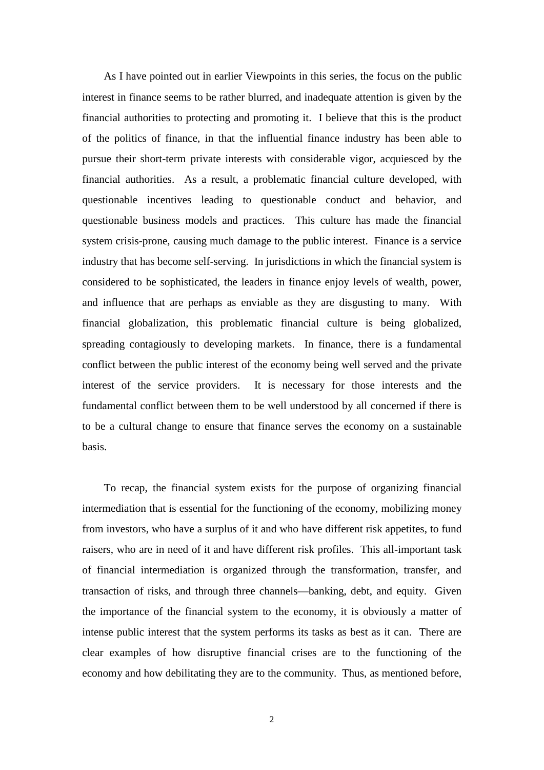As I have pointed out in earlier Viewpoints in this series, the focus on the public interest in finance seems to be rather blurred, and inadequate attention is given by the financial authorities to protecting and promoting it. I believe that this is the product of the politics of finance, in that the influential finance industry has been able to pursue their short-term private interests with considerable vigor, acquiesced by the financial authorities. As a result, a problematic financial culture developed, with questionable incentives leading to questionable conduct and behavior, and questionable business models and practices. This culture has made the financial system crisis-prone, causing much damage to the public interest. Finance is a service industry that has become self-serving. In jurisdictions in which the financial system is considered to be sophisticated, the leaders in finance enjoy levels of wealth, power, and influence that are perhaps as enviable as they are disgusting to many. With financial globalization, this problematic financial culture is being globalized, spreading contagiously to developing markets. In finance, there is a fundamental conflict between the public interest of the economy being well served and the private interest of the service providers. It is necessary for those interests and the fundamental conflict between them to be well understood by all concerned if there is to be a cultural change to ensure that finance serves the economy on a sustainable basis.

To recap, the financial system exists for the purpose of organizing financial intermediation that is essential for the functioning of the economy, mobilizing money from investors, who have a surplus of it and who have different risk appetites, to fund raisers, who are in need of it and have different risk profiles. This all-important task of financial intermediation is organized through the transformation, transfer, and transaction of risks, and through three channels—banking, debt, and equity. Given the importance of the financial system to the economy, it is obviously a matter of intense public interest that the system performs its tasks as best as it can. There are clear examples of how disruptive financial crises are to the functioning of the economy and how debilitating they are to the community. Thus, as mentioned before,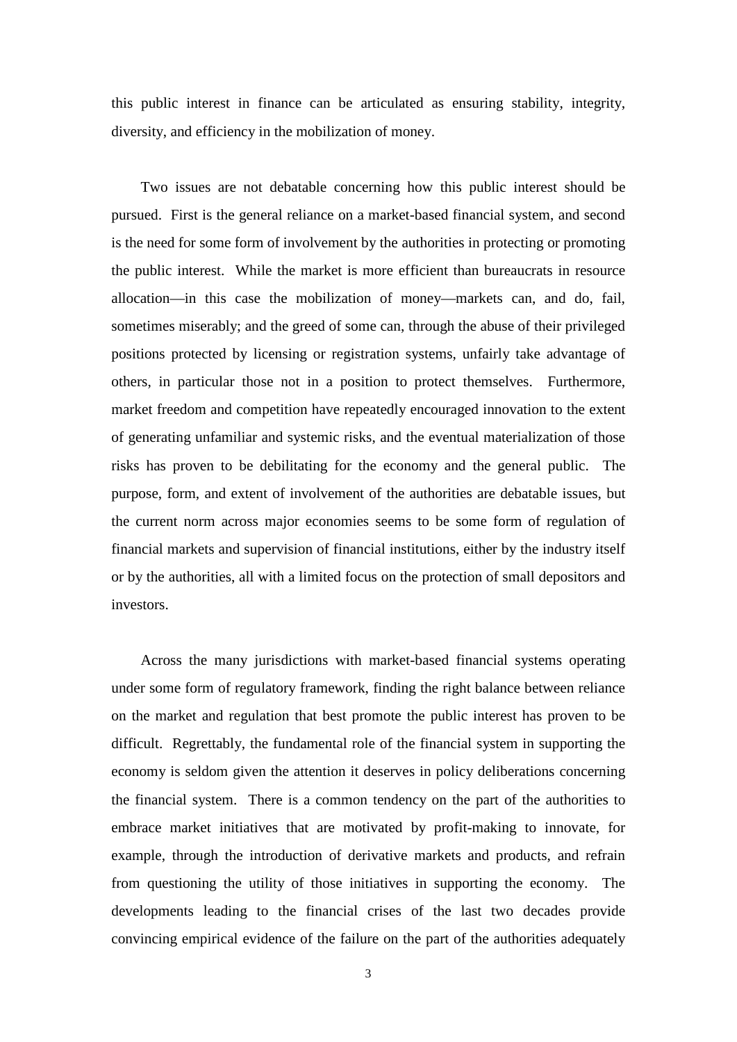this public interest in finance can be articulated as ensuring stability, integrity, diversity, and efficiency in the mobilization of money.

Two issues are not debatable concerning how this public interest should be pursued. First is the general reliance on a market-based financial system, and second is the need for some form of involvement by the authorities in protecting or promoting the public interest. While the market is more efficient than bureaucrats in resource allocation—in this case the mobilization of money—markets can, and do, fail, sometimes miserably; and the greed of some can, through the abuse of their privileged positions protected by licensing or registration systems, unfairly take advantage of others, in particular those not in a position to protect themselves. Furthermore, market freedom and competition have repeatedly encouraged innovation to the extent of generating unfamiliar and systemic risks, and the eventual materialization of those risks has proven to be debilitating for the economy and the general public. The purpose, form, and extent of involvement of the authorities are debatable issues, but the current norm across major economies seems to be some form of regulation of financial markets and supervision of financial institutions, either by the industry itself or by the authorities, all with a limited focus on the protection of small depositors and investors.

Across the many jurisdictions with market-based financial systems operating under some form of regulatory framework, finding the right balance between reliance on the market and regulation that best promote the public interest has proven to be difficult. Regrettably, the fundamental role of the financial system in supporting the economy is seldom given the attention it deserves in policy deliberations concerning the financial system. There is a common tendency on the part of the authorities to embrace market initiatives that are motivated by profit-making to innovate, for example, through the introduction of derivative markets and products, and refrain from questioning the utility of those initiatives in supporting the economy. The developments leading to the financial crises of the last two decades provide convincing empirical evidence of the failure on the part of the authorities adequately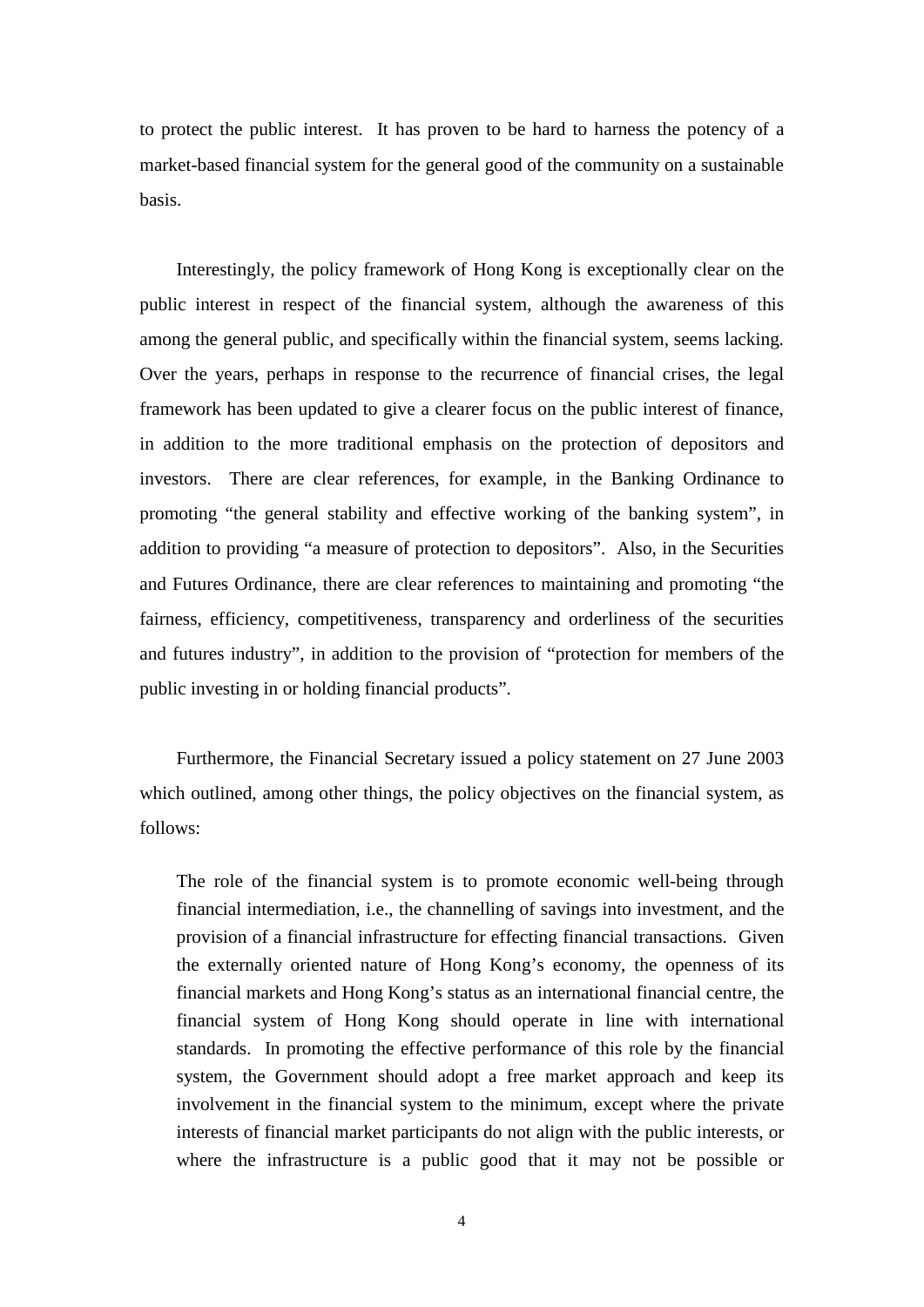to protect the public interest. It has proven to be hard to harness the potency of a market-based financial system for the general good of the community on a sustainable basis.

Interestingly, the policy framework of Hong Kong is exceptionally clear on the public interest in respect of the financial system, although the awareness of this among the general public, and specifically within the financial system, seems lacking. Over the years, perhaps in response to the recurrence of financial crises, the legal framework has been updated to give a clearer focus on the public interest of finance, in addition to the more traditional emphasis on the protection of depositors and investors. There are clear references, for example, in the Banking Ordinance to promoting "the general stability and effective working of the banking system", in addition to providing "a measure of protection to depositors". Also, in the Securities and Futures Ordinance, there are clear references to maintaining and promoting "the fairness, efficiency, competitiveness, transparency and orderliness of the securities and futures industry", in addition to the provision of "protection for members of the public investing in or holding financial products".

Furthermore, the Financial Secretary issued a policy statement on 27 June 2003 which outlined, among other things, the policy objectives on the financial system, as follows:

> The role of the financial system is to promote economic well-being through financial intermediation, i.e., the channelling of savings into investment, and the provision of a financial infrastructure for effecting financial transactions. Given the externally oriented nature of Hong Kong's economy, the openness of its financial markets and Hong Kong's status as an international financial centre, the financial system of Hong Kong should operate in line with international standards. In promoting the effective performance of this role by the financial system, the Government should adopt a free market approach and keep its involvement in the financial system to the minimum, except where the private interests of financial market participants do not align with the public interests, or where the infrastructure is a public good that it may not be possible or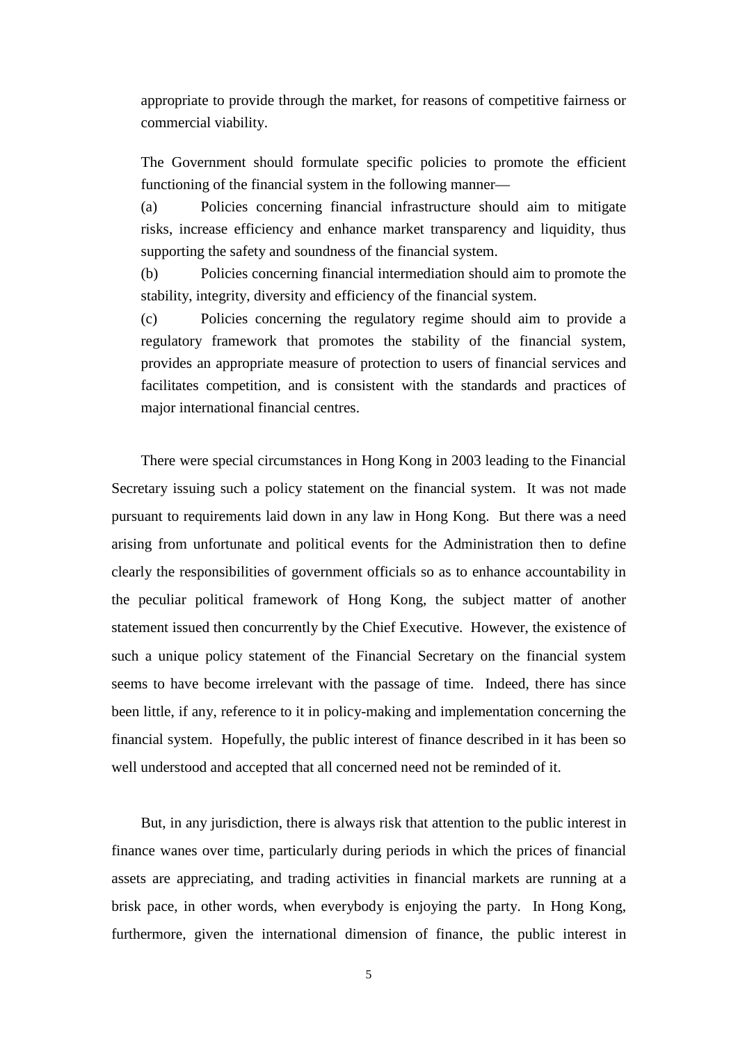appropriate to provide through the market, for reasons of competitive fairness or commercial viability.

The Government should formulate specific policies to promote the efficient functioning of the financial system in the following manner—

(a) Policies concerning financial infrastructure should aim to mitigate risks, increase efficiency and enhance market transparency and liquidity, thus supporting the safety and soundness of the financial system.

(b) Policies concerning financial intermediation should aim to promote the stability, integrity, diversity and efficiency of the financial system.

(c) Policies concerning the regulatory regime should aim to provide a regulatory framework that promotes the stability of the financial system, provides an appropriate measure of protection to users of financial services and facilitates competition, and is consistent with the standards and practices of major international financial centres.

There were special circumstances in Hong Kong in 2003 leading to the Financial Secretary issuing such a policy statement on the financial system. It was not made pursuant to requirements laid down in any law in Hong Kong. But there was a need arising from unfortunate and political events for the Administration then to define clearly the responsibilities of government officials so as to enhance accountability in the peculiar political framework of Hong Kong, the subject matter of another statement issued then concurrently by the Chief Executive. However, the existence of such a unique policy statement of the Financial Secretary on the financial system seems to have become irrelevant with the passage of time. Indeed, there has since been little, if any, reference to it in policy-making and implementation concerning the financial system. Hopefully, the public interest of finance described in it has been so well understood and accepted that all concerned need not be reminded of it.

But, in any jurisdiction, there is always risk that attention to the public interest in finance wanes over time, particularly during periods in which the prices of financial assets are appreciating, and trading activities in financial markets are running at a brisk pace, in other words, when everybody is enjoying the party. In Hong Kong, furthermore, given the international dimension of finance, the public interest in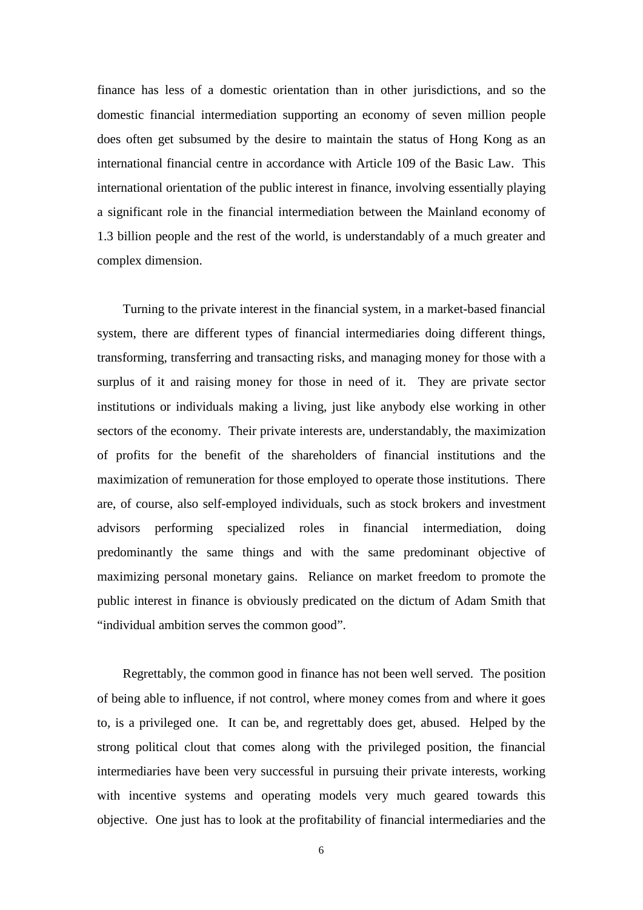finance has less of a domestic orientation than in other jurisdictions, and so the domestic financial intermediation supporting an economy of seven million people does often get subsumed by the desire to maintain the status of Hong Kong as an international financial centre in accordance with Article 109 of the Basic Law. This international orientation of the public interest in finance, involving essentially playing a significant role in the financial intermediation between the Mainland economy of 1.3 billion people and the rest of the world, is understandably of a much greater and complex dimension.

Turning to the private interest in the financial system, in a market-based financial system, there are different types of financial intermediaries doing different things, transforming, transferring and transacting risks, and managing money for those with a surplus of it and raising money for those in need of it. They are private sector institutions or individuals making a living, just like anybody else working in other sectors of the economy. Their private interests are, understandably, the maximization of profits for the benefit of the shareholders of financial institutions and the maximization of remuneration for those employed to operate those institutions. There are, of course, also self-employed individuals, such as stock brokers and investment advisors performing specialized roles in financial intermediation, doing predominantly the same things and with the same predominant objective of maximizing personal monetary gains. Reliance on market freedom to promote the public interest in finance is obviously predicated on the dictum of Adam Smith that "individual ambition serves the common good".

Regrettably, the common good in finance has not been well served. The position of being able to influence, if not control, where money comes from and where it goes to, is a privileged one. It can be, and regrettably does get, abused. Helped by the strong political clout that comes along with the privileged position, the financial intermediaries have been very successful in pursuing their private interests, working with incentive systems and operating models very much geared towards this objective. One just has to look at the profitability of financial intermediaries and the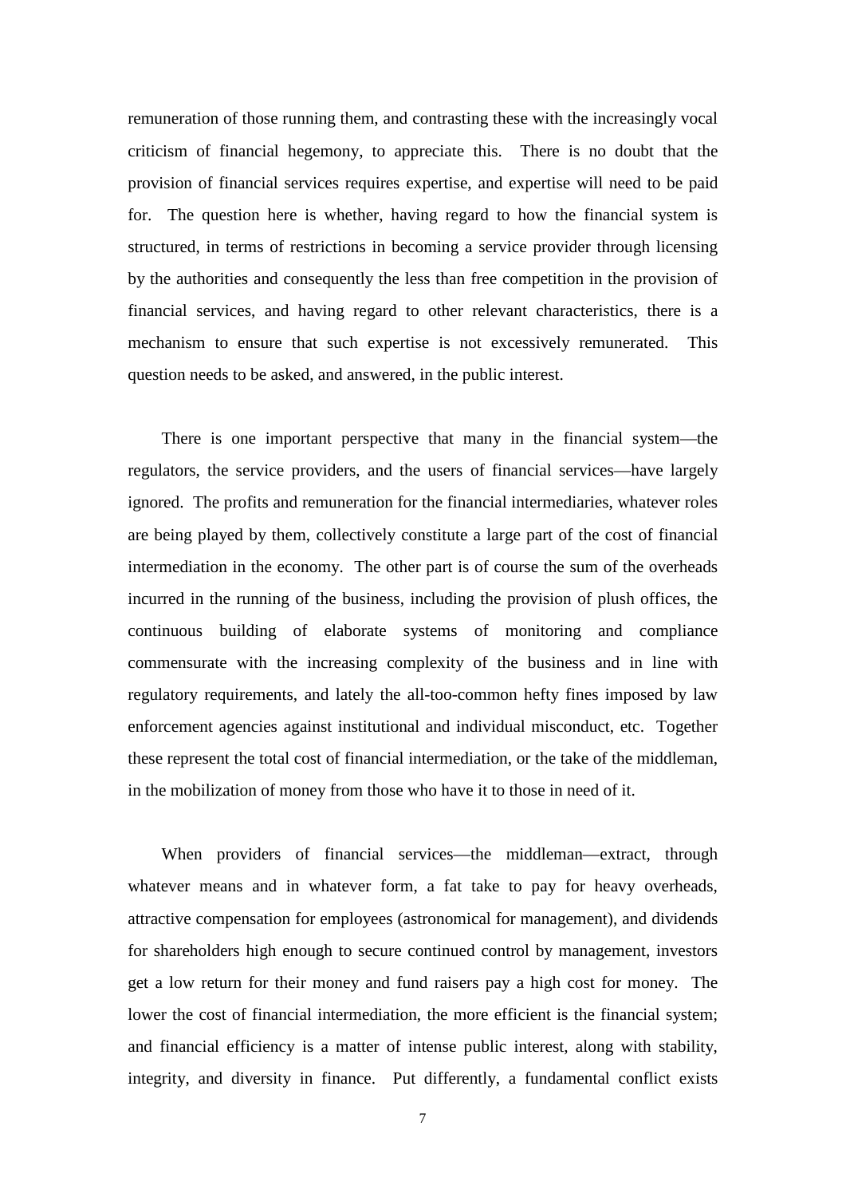remuneration of those running them, and contrasting these with the increasingly vocal criticism of financial hegemony, to appreciate this. There is no doubt that the provision of financial services requires expertise, and expertise will need to be paid for. The question here is whether, having regard to how the financial system is structured, in terms of restrictions in becoming a service provider through licensing by the authorities and consequently the less than free competition in the provision of financial services, and having regard to other relevant characteristics, there is a mechanism to ensure that such expertise is not excessively remunerated. This question needs to be asked, and answered, in the public interest.

There is one important perspective that many in the financial system—the regulators, the service providers, and the users of financial services—have largely ignored. The profits and remuneration for the financial intermediaries, whatever roles are being played by them, collectively constitute a large part of the cost of financial intermediation in the economy. The other part is of course the sum of the overheads incurred in the running of the business, including the provision of plush offices, the continuous building of elaborate systems of monitoring and compliance commensurate with the increasing complexity of the business and in line with regulatory requirements, and lately the all-too-common hefty fines imposed by law enforcement agencies against institutional and individual misconduct, etc. Together these represent the total cost of financial intermediation, or the take of the middleman, in the mobilization of money from those who have it to those in need of it.

When providers of financial services—the middleman—extract, through whatever means and in whatever form, a fat take to pay for heavy overheads, attractive compensation for employees (astronomical for management), and dividends for shareholders high enough to secure continued control by management, investors get a low return for their money and fund raisers pay a high cost for money. The lower the cost of financial intermediation, the more efficient is the financial system; and financial efficiency is a matter of intense public interest, along with stability, integrity, and diversity in finance. Put differently, a fundamental conflict exists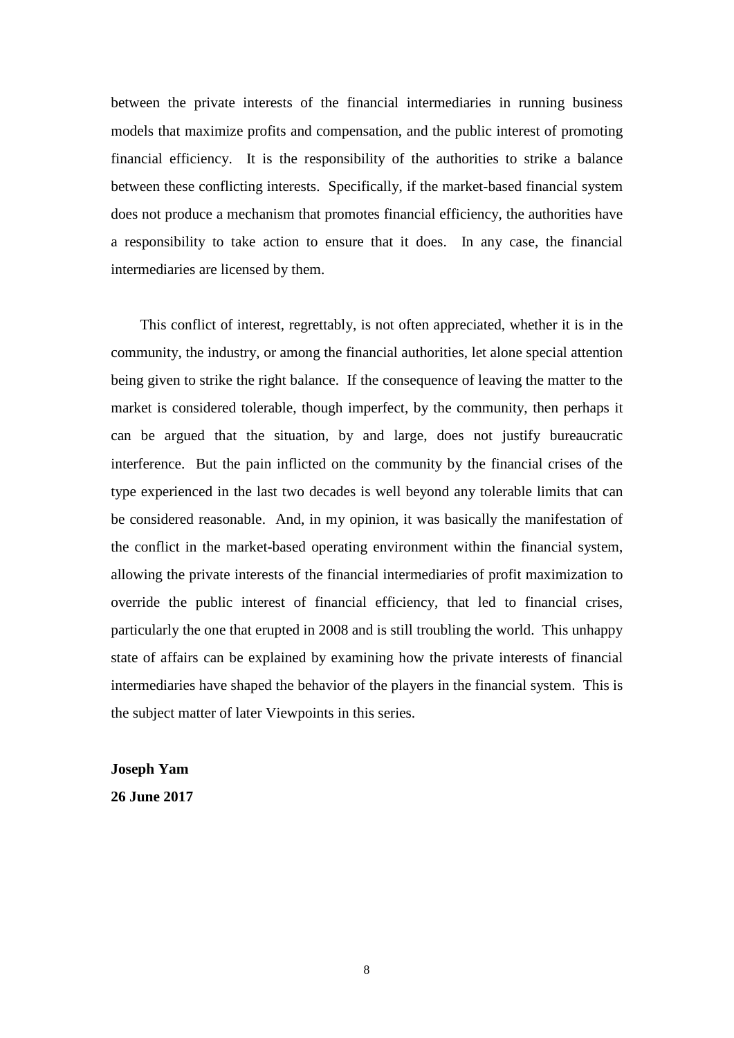between the private interests of the financial intermediaries in running business models that maximize profits and compensation, and the public interest of promoting financial efficiency. It is the responsibility of the authorities to strike a balance between these conflicting interests. Specifically, if the market-based financial system does not produce a mechanism that promotes financial efficiency, the authorities have a responsibility to take action to ensure that it does. In any case, the financial intermediaries are licensed by them.

This conflict of interest, regrettably, is not often appreciated, whether it is in the community, the industry, or among the financial authorities, let alone special attention being given to strike the right balance. If the consequence of leaving the matter to the market is considered tolerable, though imperfect, by the community, then perhaps it can be argued that the situation, by and large, does not justify bureaucratic interference. But the pain inflicted on the community by the financial crises of the type experienced in the last two decades is well beyond any tolerable limits that can be considered reasonable. And, in my opinion, it was basically the manifestation of the conflict in the market-based operating environment within the financial system, allowing the private interests of the financial intermediaries of profit maximization to override the public interest of financial efficiency, that led to financial crises, particularly the one that erupted in 2008 and is still troubling the world. This unhappy state of affairs can be explained by examining how the private interests of financial intermediaries have shaped the behavior of the players in the financial system. This is the subject matter of later Viewpoints in this series.

**Joseph Yam**

**26 June 2017**